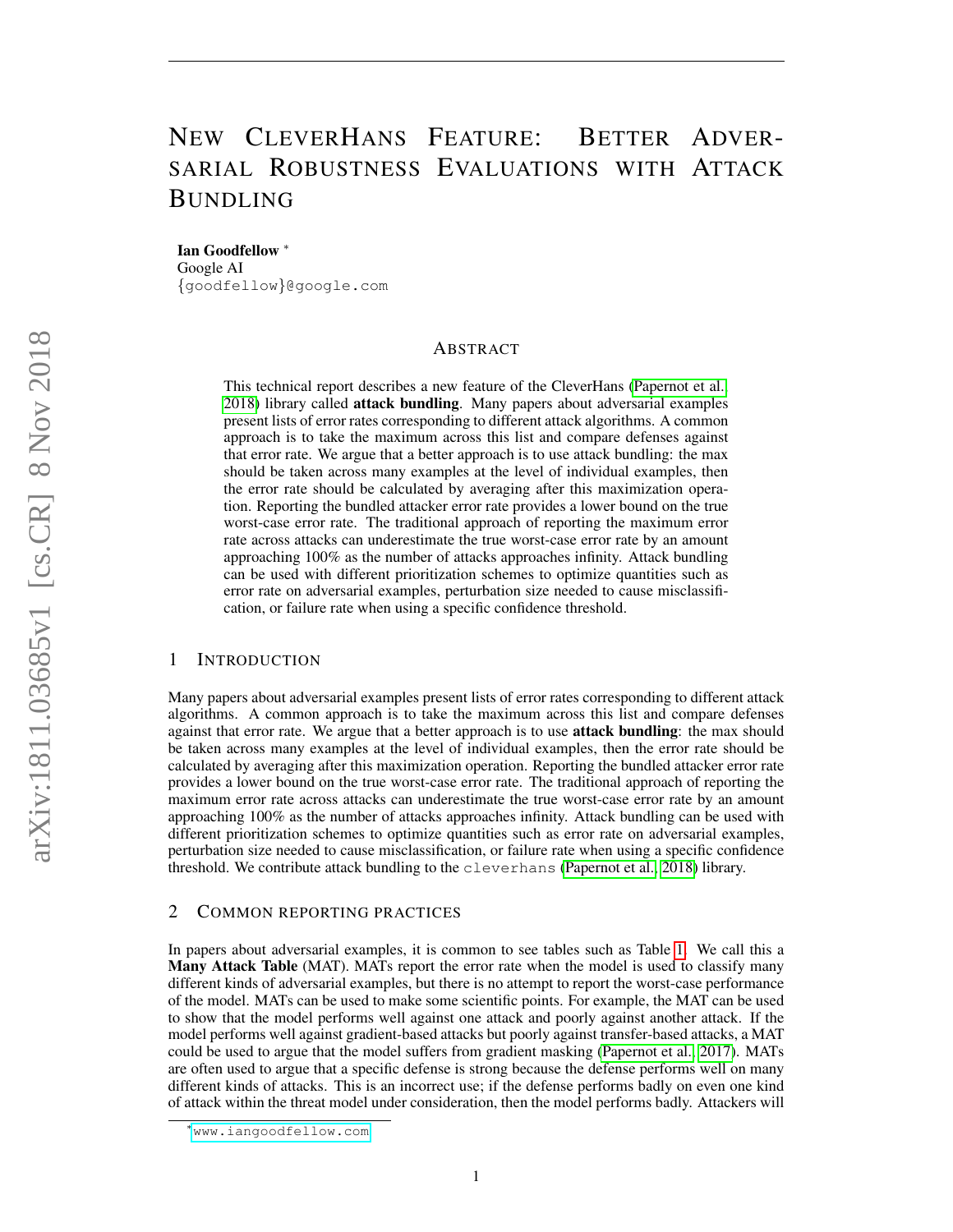# New CleverHans Feature: Better Adversarial Robustness Evaluations with Attack Bundling

**Ian Goodfellow** [*]
Google AI
{goodfellow}@google.com

## Abstract

This technical report describes a new feature of the CleverHans (Papernot et al., 2018) library called **attack bundling**. Many papers about adversarial examples present lists of error rates corresponding to different attack algorithms. A common approach is to take the maximum across this list and compare defenses against that error rate. We argue that a better approach is to use attack bundling: the max should be taken across many examples at the level of individual examples, then the error rate should be calculated by averaging after this maximization operation. Reporting the bundled attacker error rate provides a lower bound on the true worst-case error rate. The traditional approach of reporting the maximum error rate across attacks can underestimate the true worst-case error rate by an amount approaching 100% as the number of attacks approaches infinity. Attack bundling can be used with different prioritization schemes to optimize quantities such as error rate on adversarial examples, perturbation size needed to cause misclassification, or failure rate when using a specific confidence threshold.

## 1 Introduction

Many papers about adversarial examples present lists of error rates corresponding to different attack algorithms. A common approach is to take the maximum across this list and compare defenses against that error rate. We argue that a better approach is to use **attack bundling**: the max should be taken across many examples at the level of individual examples, then the error rate should be calculated by averaging after this maximization operation. Reporting the bundled attacker error rate provides a lower bound on the true worst-case error rate. The traditional approach of reporting the maximum error rate across attacks can underestimate the true worst-case error rate by an amount approaching 100% as the number of attacks approaches infinity. Attack bundling can be used with different prioritization schemes to optimize quantities such as error rate on adversarial examples, perturbation size needed to cause misclassification, or failure rate when using a specific confidence threshold. We contribute attack bundling to the `cleverhans` (Papernot et al., 2018) library.

## 2 Common Reporting Practices

In papers about adversarial examples, it is common to see tables such as Table 1. We call this a **Many Attack Table** (MAT). MATs report the error rate when the model is used to classify many different kinds of adversarial examples, but there is no attempt to report the worst-case performance of the model. MATs can be used to make some scientific points. For example, the MAT can be used to show that the model performs well against one attack and poorly against another attack. If the model performs well against gradient-based attacks but poorly against transfer-based attacks, a MAT could be used to argue that the model suffers from gradient masking (Papernot et al., 2017). MATs are often used to argue that a specific defense is strong because the defense performs well on many different kinds of attacks. This is an incorrect use; if the defense performs badly on even one kind of attack within the threat model under consideration, then the model performs badly. Attackers will

[*] www.iangoodfellow.com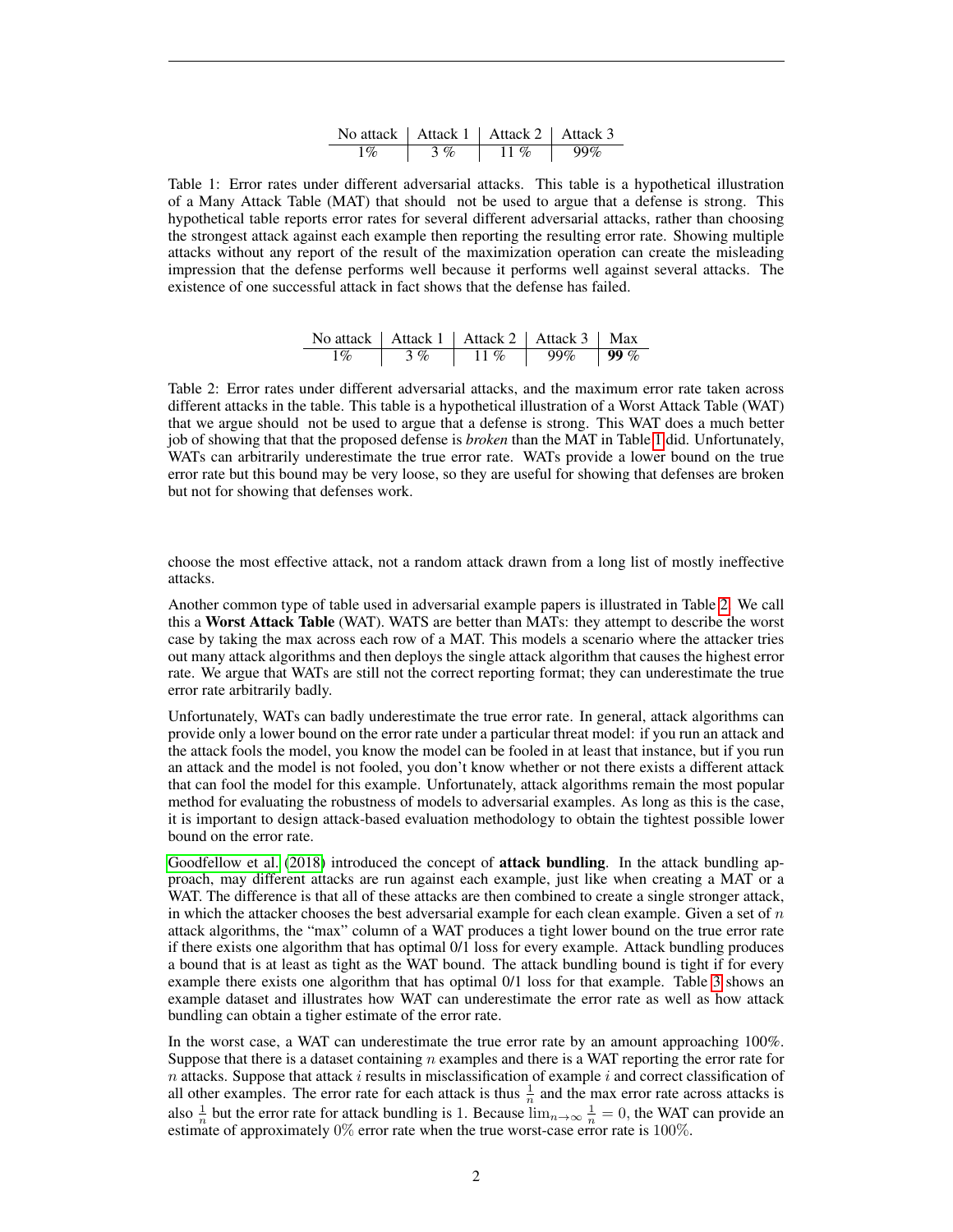| No attack | Attack 1 | Attack 2 | Attack 3 |
|---|---|---|---|
| 1% | 3 % | 11 % | 99% |

Table 1: Error rates under different adversarial attacks. This table is a hypothetical illustration of a Many Attack Table (MAT) that should not be used to argue that a defense is strong. This hypothetical table reports error rates for several different adversarial attacks, rather than choosing the strongest attack against each example then reporting the resulting error rate. Showing multiple attacks without any report of the result of the maximization operation can create the misleading impression that the defense performs well because it performs well against several attacks. The existence of one successful attack in fact shows that the defense has failed.

| No attack | Attack 1 | Attack 2 | Attack 3 | Max |
|---|---|---|---|---|
| 1% | 3 % | 11 % | 99% | **99** % |

Table 2: Error rates under different adversarial attacks, and the maximum error rate taken across different attacks in the table. This table is a hypothetical illustration of a Worst Attack Table (WAT) that we argue should not be used to argue that a defense is strong. This WAT does a much better job of showing that that the proposed defense is *broken* than the MAT in Table 1 did. Unfortunately, WATs can arbitrarily underestimate the true error rate. WATs provide a lower bound on the true error rate but this bound may be very loose, so they are useful for showing that defenses are broken but not for showing that defenses work.

choose the most effective attack, not a random attack drawn from a long list of mostly ineffective attacks.

Another common type of table used in adversarial example papers is illustrated in Table 2. We call this a **Worst Attack Table** (WAT). WATS are better than MATs: they attempt to describe the worst case by taking the max across each row of a MAT. This models a scenario where the attacker tries out many attack algorithms and then deploys the single attack algorithm that causes the highest error rate. We argue that WATs are still not the correct reporting format; they can underestimate the true error rate arbitrarily badly.

Unfortunately, WATs can badly underestimate the true error rate. In general, attack algorithms can provide only a lower bound on the error rate under a particular threat model: if you run an attack and the attack fools the model, you know the model can be fooled in at least that instance, but if you run an attack and the model is not fooled, you don't know whether or not there exists a different attack that can fool the model for this example. Unfortunately, attack algorithms remain the most popular method for evaluating the robustness of models to adversarial examples. As long as this is the case, it is important to design attack-based evaluation methodology to obtain the tightest possible lower bound on the error rate.

Goodfellow et al. (2018) introduced the concept of **attack bundling**. In the attack bundling approach, may different attacks are run against each example, just like when creating a MAT or a WAT. The difference is that all of these attacks are then combined to create a single stronger attack, in which the attacker chooses the best adversarial example for each clean example. Given a set of $n$ attack algorithms, the "max" column of a WAT produces a tight lower bound on the true error rate if there exists one algorithm that has optimal 0/1 loss for every example. Attack bundling produces a bound that is at least as tight as the WAT bound. The attack bundling bound is tight if for every example there exists one algorithm that has optimal 0/1 loss for that example. Table 3 shows an example dataset and illustrates how WAT can underestimate the error rate as well as how attack bundling can obtain a tigher estimate of the error rate.

In the worst case, a WAT can underestimate the true error rate by an amount approaching 100%. Suppose that there is a dataset containing $n$ examples and there is a WAT reporting the error rate for $n$ attacks. Suppose that attack $i$ results in misclassification of example $i$ and correct classification of all other examples. The error rate for each attack is thus $\frac{1}{n}$ and the max error rate across attacks is also $\frac{1}{n}$ but the error rate for attack bundling is 1. Because $\lim_{n \to \infty} \frac{1}{n} = 0$, the WAT can provide an estimate of approximately 0% error rate when the true worst-case error rate is 100%.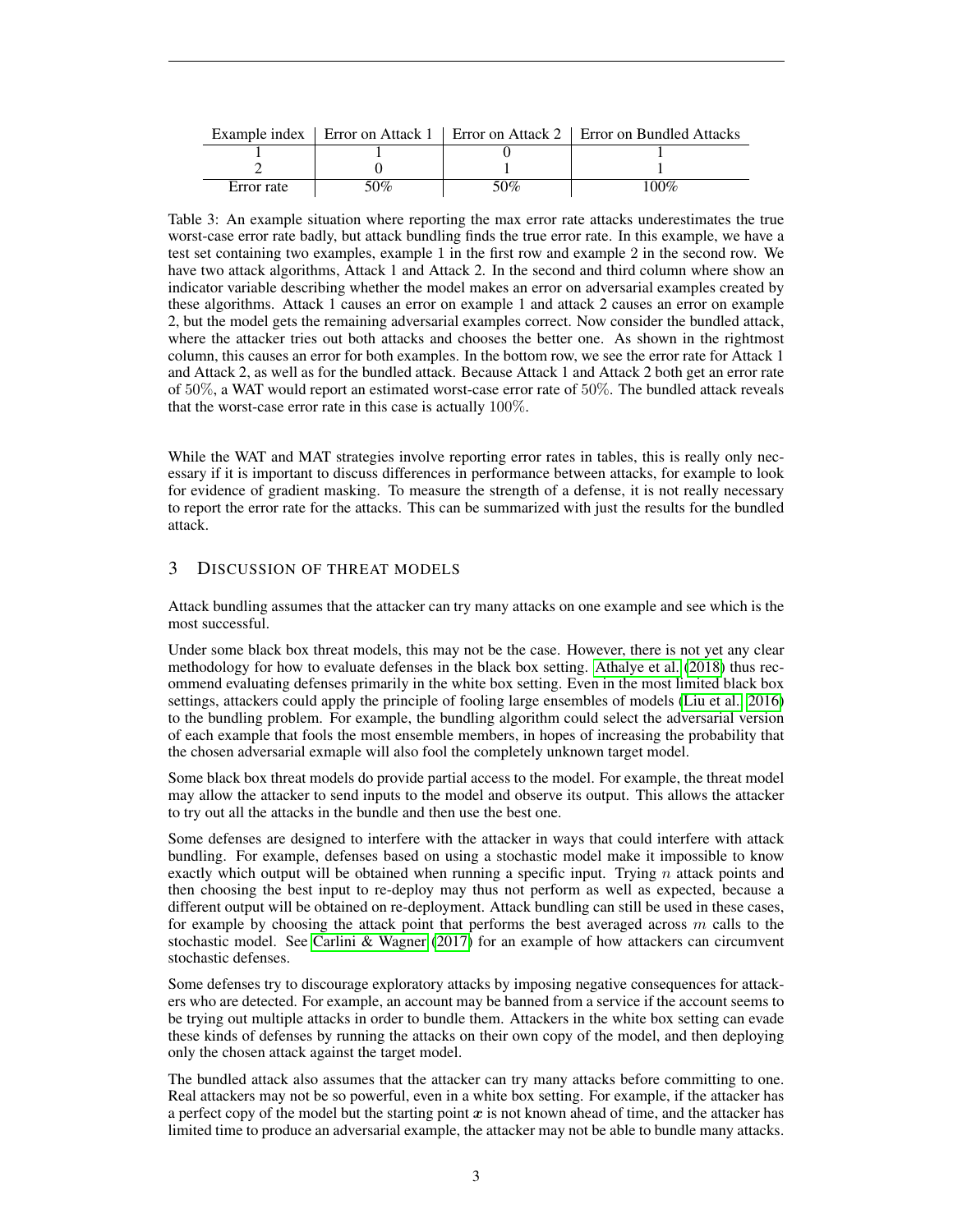| Example index | Error on Attack 1 | Error on Attack 2 | Error on Bundled Attacks |
|---|---|---|---|
| 1 | 1 | 0 | 1 |
| 2 | 0 | 1 | 1 |
| Error rate | 50% | 50% | 100% |

Table 3: An example situation where reporting the max error rate attacks underestimates the true worst-case error rate badly, but attack bundling finds the true error rate. In this example, we have a test set containing two examples, example 1 in the first row and example 2 in the second row. We have two attack algorithms, Attack 1 and Attack 2. In the second and third column where show an indicator variable describing whether the model makes an error on adversarial examples created by these algorithms. Attack 1 causes an error on example 1 and attack 2 causes an error on example 2, but the model gets the remaining adversarial examples correct. Now consider the bundled attack, where the attacker tries out both attacks and chooses the better one. As shown in the rightmost column, this causes an error for both examples. In the bottom row, we see the error rate for Attack 1 and Attack 2, as well as for the bundled attack. Because Attack 1 and Attack 2 both get an error rate of 50%, a WAT would report an estimated worst-case error rate of 50%. The bundled attack reveals that the worst-case error rate in this case is actually 100%.

While the WAT and MAT strategies involve reporting error rates in tables, this is really only necessary if it is important to discuss differences in performance between attacks, for example to look for evidence of gradient masking. To measure the strength of a defense, it is not really necessary to report the error rate for the attacks. This can be summarized with just the results for the bundled attack.

## 3 Discussion of threat models

Attack bundling assumes that the attacker can try many attacks on one example and see which is the most successful.

Under some black box threat models, this may not be the case. However, there is not yet any clear methodology for how to evaluate defenses in the black box setting. Athalye et al. (2018) thus recommend evaluating defenses primarily in the white box setting. Even in the most limited black box settings, attackers could apply the principle of fooling large ensembles of models (Liu et al., 2016) to the bundling problem. For example, the bundling algorithm could select the adversarial version of each example that fools the most ensemble members, in hopes of increasing the probability that the chosen adversarial exmaple will also fool the completely unknown target model.

Some black box threat models do provide partial access to the model. For example, the threat model may allow the attacker to send inputs to the model and observe its output. This allows the attacker to try out all the attacks in the bundle and then use the best one.

Some defenses are designed to interfere with the attacker in ways that could interfere with attack bundling. For example, defenses based on using a stochastic model make it impossible to know exactly which output will be obtained when running a specific input. Trying $n$ attack points and then choosing the best input to re-deploy may thus not perform as well as expected, because a different output will be obtained on re-deployment. Attack bundling can still be used in these cases, for example by choosing the attack point that performs the best averaged across $m$ calls to the stochastic model. See Carlini & Wagner (2017) for an example of how attackers can circumvent stochastic defenses.

Some defenses try to discourage exploratory attacks by imposing negative consequences for attackers who are detected. For example, an account may be banned from a service if the account seems to be trying out multiple attacks in order to bundle them. Attackers in the white box setting can evade these kinds of defenses by running the attacks on their own copy of the model, and then deploying only the chosen attack against the target model.

The bundled attack also assumes that the attacker can try many attacks before committing to one. Real attackers may not be so powerful, even in a white box setting. For example, if the attacker has a perfect copy of the model but the starting point $\boldsymbol{x}$ is not known ahead of time, and the attacker has limited time to produce an adversarial example, the attacker may not be able to bundle many attacks.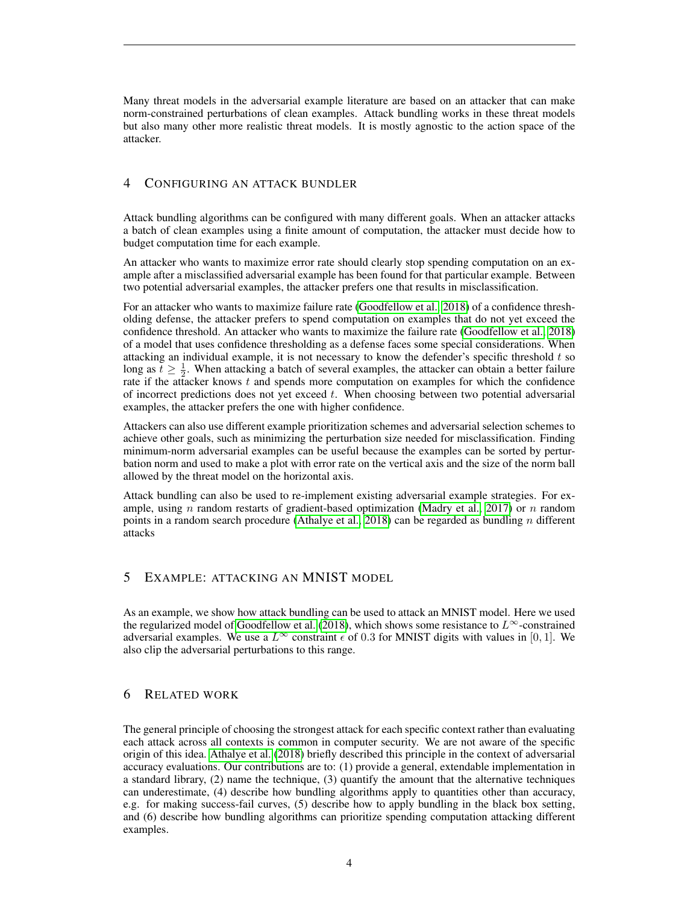Many threat models in the adversarial example literature are based on an attacker that can make norm-constrained perturbations of clean examples. Attack bundling works in these threat models but also many other more realistic threat models. It is mostly agnostic to the action space of the attacker.

## 4 Configuring an attack bundler

Attack bundling algorithms can be configured with many different goals. When an attacker attacks a batch of clean examples using a finite amount of computation, the attacker must decide how to budget computation time for each example.

An attacker who wants to maximize error rate should clearly stop spending computation on an example after a misclassified adversarial example has been found for that particular example. Between two potential adversarial examples, the attacker prefers one that results in misclassification.

For an attacker who wants to maximize failure rate (Goodfellow et al., 2018) of a confidence thresholding defense, the attacker prefers to spend computation on examples that do not yet exceed the confidence threshold. An attacker who wants to maximize the failure rate (Goodfellow et al., 2018) of a model that uses confidence thresholding as a defense faces some special considerations. When attacking an individual example, it is not necessary to know the defender's specific threshold $t$ so long as $t \geq \frac{1}{2}$. When attacking a batch of several examples, the attacker can obtain a better failure rate if the attacker knows $t$ and spends more computation on examples for which the confidence of incorrect predictions does not yet exceed $t$. When choosing between two potential adversarial examples, the attacker prefers the one with higher confidence.

Attackers can also use different example prioritization schemes and adversarial selection schemes to achieve other goals, such as minimizing the perturbation size needed for misclassification. Finding minimum-norm adversarial examples can be useful because the examples can be sorted by perturbation norm and used to make a plot with error rate on the vertical axis and the size of the norm ball allowed by the threat model on the horizontal axis.

Attack bundling can also be used to re-implement existing adversarial example strategies. For example, using $n$ random restarts of gradient-based optimization (Madry et al., 2017) or $n$ random points in a random search procedure (Athalye et al., 2018) can be regarded as bundling $n$ different attacks

## 5 Example: attacking an MNIST model

As an example, we show how attack bundling can be used to attack an MNIST model. Here we used the regularized model of Goodfellow et al. (2018), which shows some resistance to $L^\infty$-constrained adversarial examples. We use a $L^\infty$ constraint $\epsilon$ of 0.3 for MNIST digits with values in $[0, 1]$. We also clip the adversarial perturbations to this range.

## 6 Related work

The general principle of choosing the strongest attack for each specific context rather than evaluating each attack across all contexts is common in computer security. We are not aware of the specific origin of this idea. Athalye et al. (2018) briefly described this principle in the context of adversarial accuracy evaluations. Our contributions are to: (1) provide a general, extendable implementation in a standard library, (2) name the technique, (3) quantify the amount that the alternative techniques can underestimate, (4) describe how bundling algorithms apply to quantities other than accuracy, e.g. for making success-fail curves, (5) describe how to apply bundling in the black box setting, and (6) describe how bundling algorithms can prioritize spending computation attacking different examples.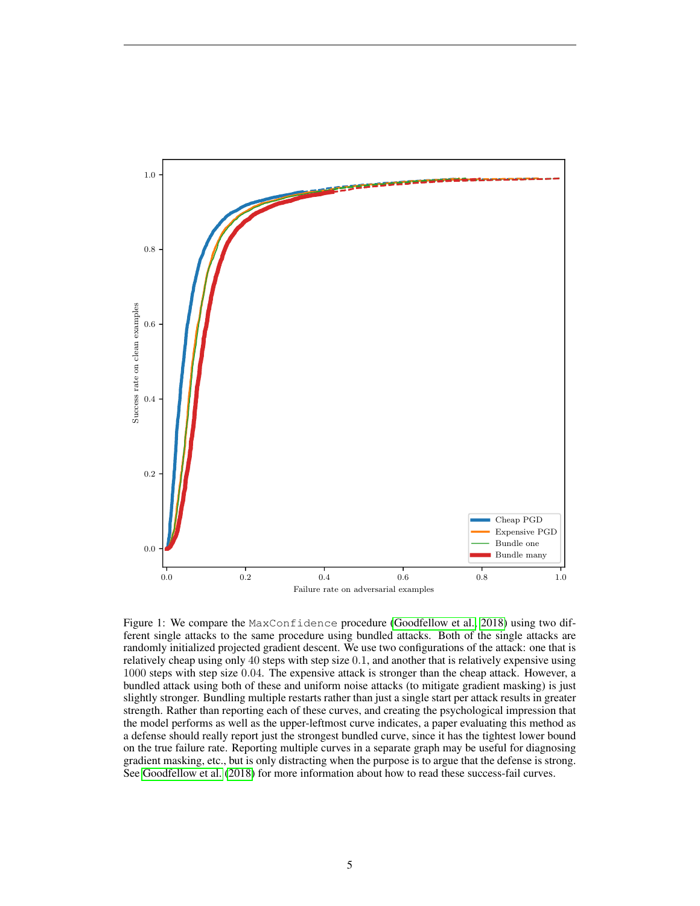1.0
0.8
0.6
0.4
0.2
0.0

Success rate on clean examples

0.0
0.2
0.4
0.6
0.8
1.0

Failure rate on adversarial examples

Cheap PGD
Expensive PGD
Bundle one
Bundle many

Figure 1: We compare the `MaxConfidence` procedure (Goodfellow et al., 2018) using two different single attacks to the same procedure using bundled attacks. Both of the single attacks are randomly initialized projected gradient descent. We use two configurations of the attack: one that is relatively cheap using only 40 steps with step size 0.1, and another that is relatively expensive using 1000 steps with step size 0.04. The expensive attack is stronger than the cheap attack. However, a bundled attack using both of these and uniform noise attacks (to mitigate gradient masking) is just slightly stronger. Bundling multiple restarts rather than just a single start per attack results in greater strength. Rather than reporting each of these curves, and creating the psychological impression that the model performs as well as the upper-leftmost curve indicates, a paper evaluating this method as a defense should really report just the strongest bundled curve, since it has the tightest lower bound on the true failure rate. Reporting multiple curves in a separate graph may be useful for diagnosing gradient masking, etc., but is only distracting when the purpose is to argue that the defense is strong. See Goodfellow et al. (2018) for more information about how to read these success-fail curves.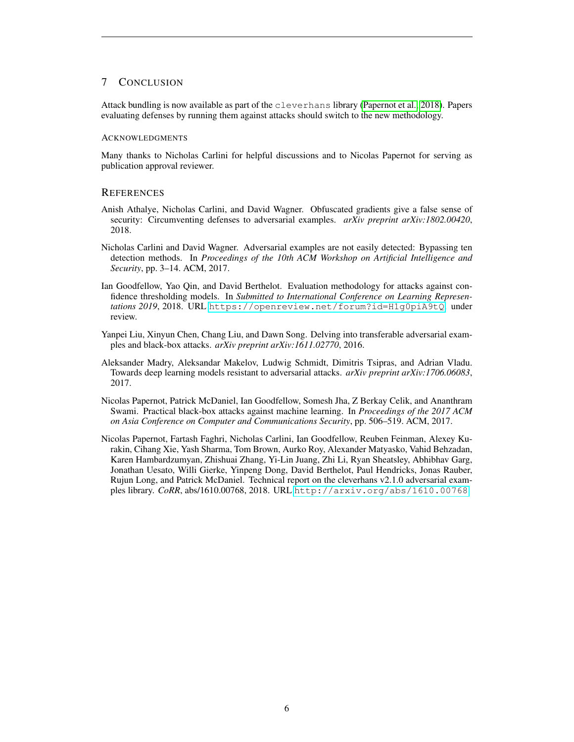## 7 Conclusion

Attack bundling is now available as part of the `cleverhans` library (Papernot et al., 2018). Papers evaluating defenses by running them against attacks should switch to the new methodology.

### Acknowledgments

Many thanks to Nicholas Carlini for helpful discussions and to Nicolas Papernot for serving as publication approval reviewer.

## References

Anish Athalye, Nicholas Carlini, and David Wagner. Obfuscated gradients give a false sense of security: Circumventing defenses to adversarial examples. *arXiv preprint arXiv:1802.00420*, 2018.

Nicholas Carlini and David Wagner. Adversarial examples are not easily detected: Bypassing ten detection methods. In *Proceedings of the 10th ACM Workshop on Artificial Intelligence and Security*, pp. 3–14. ACM, 2017.

Ian Goodfellow, Yao Qin, and David Berthelot. Evaluation methodology for attacks against confidence thresholding models. In *Submitted to International Conference on Learning Representations 2019*, 2018. URL https://openreview.net/forum?id=H1g0piA9tQ. under review.

Yanpei Liu, Xinyun Chen, Chang Liu, and Dawn Song. Delving into transferable adversarial examples and black-box attacks. *arXiv preprint arXiv:1611.02770*, 2016.

Aleksander Madry, Aleksandar Makelov, Ludwig Schmidt, Dimitris Tsipras, and Adrian Vladu. Towards deep learning models resistant to adversarial attacks. *arXiv preprint arXiv:1706.06083*, 2017.

Nicolas Papernot, Patrick McDaniel, Ian Goodfellow, Somesh Jha, Z Berkay Celik, and Ananthram Swami. Practical black-box attacks against machine learning. In *Proceedings of the 2017 ACM on Asia Conference on Computer and Communications Security*, pp. 506–519. ACM, 2017.

Nicolas Papernot, Fartash Faghri, Nicholas Carlini, Ian Goodfellow, Reuben Feinman, Alexey Kurakin, Cihang Xie, Yash Sharma, Tom Brown, Aurko Roy, Alexander Matyasko, Vahid Behzadan, Karen Hambardzumyan, Zhishuai Zhang, Yi-Lin Juang, Zhi Li, Ryan Sheatsley, Abhibhav Garg, Jonathan Uesato, Willi Gierke, Yinpeng Dong, David Berthelot, Paul Hendricks, Jonas Rauber, Rujun Long, and Patrick McDaniel. Technical report on the cleverhans v2.1.0 adversarial examples library. *CoRR*, abs/1610.00768, 2018. URL http://arxiv.org/abs/1610.00768.